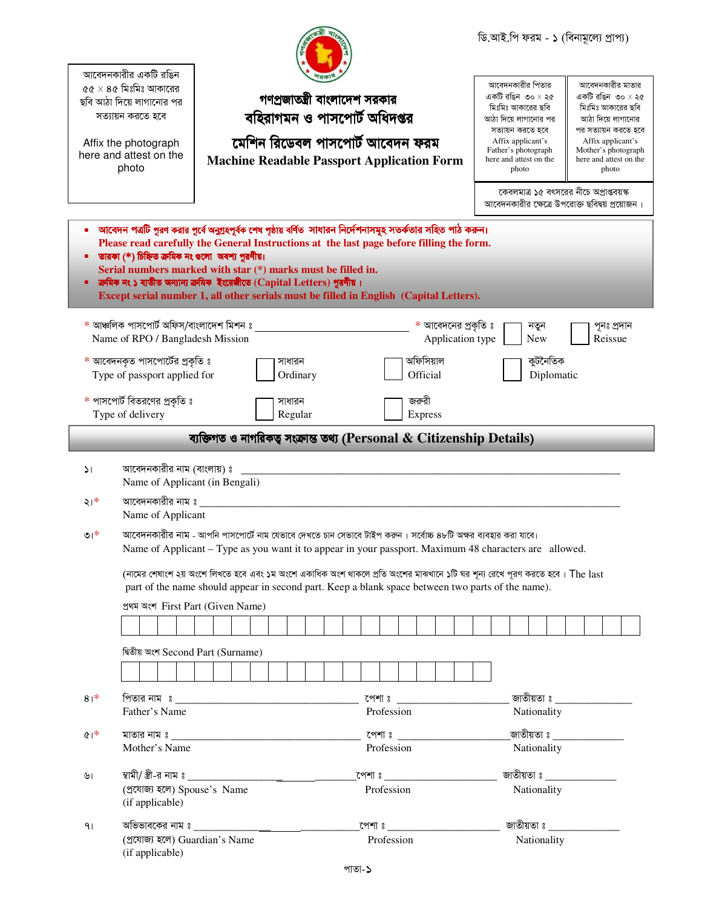ডি.আই.পি ফরম - ১ (বিনামূল্যে প্রাপ্য)

আবেদনকারীর একটি রঙিন ৫৫ × ৪৫ মিঃমিঃ আকারের ছবি আঠা দিয়ে লাগানোর পর সত্যায়ন করতে হবে

Affix the photograph here and attest on the photo

# গণপ্রজাতন্ত্রী বাংলাদেশ সরকার
## বহিরাগমন ও পাসপোর্ট অধিদপ্তর
## মেশিন রিডেবল পাসপোর্ট আবেদন ফরম
## Machine Readable Passport Application Form

আবেদনকারীর পিতার একটি রঙিন ৩০ × ২৫ মিঃমিঃ আকারের ছবি আঠা দিয়ে লাগানোর পর সত্যায়ন করতে হবে
Affix applicant's Father's photograph here and attest on the photo

আবেদনকারীর মাতার একটি রঙিন ৩০ × ২৫ মিঃমিঃ আকারের ছবি আঠা দিয়ে লাগানোর পর সত্যায়ন করতে হবে
Affix applicant's Mother's photograph here and attest on the photo

কেবলমাত্র ১৫ বৎসরের নীচে অপ্রাপ্তবয়স্ক আবেদনকারীর ক্ষেত্রে উপরোক্ত ছবিদ্বয় প্রয়োজন।

- **আবেদন পত্রটি পূরণ করার পূর্বে অনুগ্রহপূর্বক শেষ পৃষ্ঠায় বর্ণিত সাধারন নির্দেশনাসমূহ সতর্কতার সহিত পাঠ করুন।**
  **Please read carefully the General Instructions at the last page before filling the form.**
- **তারকা (*) চিহ্নিত ক্রমিক নং গুলো অবশ্য পূরণীয়।**
  **Serial numbers marked with star (*) marks must be filled in.**
- **ক্রমিক নং ১ ব্যতীত অন্যান্য ক্রমিক ইংরেজীতে (Capital Letters) পূরণীয়।**
  **Except serial number 1, all other serials must be filled in English (Capital Letters).**

\* আঞ্চলিক পাসপোর্ট অফিস/বাংলাদেশ মিশন ঃ ______________________
Name of RPO / Bangladesh Mission

\* আবেদনের প্রকৃতি ঃ Application type — ☐ নতুন New ☐ পুনঃ প্রদান Reissue

\* আবেদনকৃত পাসপোর্টের প্রকৃতি ঃ Type of passport applied for — ☐ সাধারন Ordinary ☐ অফিসিয়াল Official ☐ কূটনৈতিক Diplomatic

\* পাসপোর্ট বিতরণের প্রকৃতি ঃ Type of delivery — ☐ সাধারন Regular ☐ জরুরী Express

## ব্যক্তিগত ও নাগরিকত্ব সংক্রান্ত তথ্য (Personal & Citizenship Details)

১। আবেদনকারীর নাম (বাংলায়) ঃ ______________________
Name of Applicant (in Bengali)

২।* আবেদনকারীর নাম ঃ ______________________
Name of Applicant

৩।* আবেদনকারীর নাম - আপনি পাসপোর্টে নাম যেভাবে দেখতে চান সেভাবে টাইপ করুন। সর্বোচ্চ ৪৮টি অক্ষর ব্যবহার করা যাবে।
Name of Applicant – Type as you want it to appear in your passport. Maximum 48 characters are allowed.

(নামের শেষাংশ ২য় অংশে লিখতে হবে এবং ১ম অংশে একাধিক অংশ থাকলে প্রতি অংশের মাঝখানে ১টি ঘর শূন্য রেখে পূরণ করতে হবে। The last part of the name should appear in second part. Keep a blank space between two parts of the name).

প্রথম অংশ First Part (Given Name)

| | | | | | | | | | | | | | | | | | | | | | | | | | | | |
|---|---|---|---|---|---|---|---|---|---|---|---|---|---|---|---|---|---|---|---|---|---|---|---|---|---|---|---|

দ্বিতীয় অংশ Second Part (Surname)

| | | | | | | | | | | | | | | | | | | | |
|---|---|---|---|---|---|---|---|---|---|---|---|---|---|---|---|---|---|---|---|

৪।* পিতার নাম ঃ ______________ পেশা ঃ ______________ জাতীয়তা ঃ ______________
Father's Name — Profession — Nationality

৫।* মাতার নাম ঃ ______________ পেশা ঃ ______________ জাতীয়তা ঃ ______________
Mother's Name — Profession — Nationality

৬। স্বামী/ স্ত্রী-র নাম ঃ ______________ পেশা ঃ ______________ জাতীয়তা ঃ ______________
(প্রযোজ্য হলে) Spouse's Name (if applicable) — Profession — Nationality

৭। অভিভাবকের নাম ঃ ______________ পেশা ঃ ______________ জাতীয়তা ঃ ______________
(প্রযোজ্য হলে) Guardian's Name (if applicable) — Profession — Nationality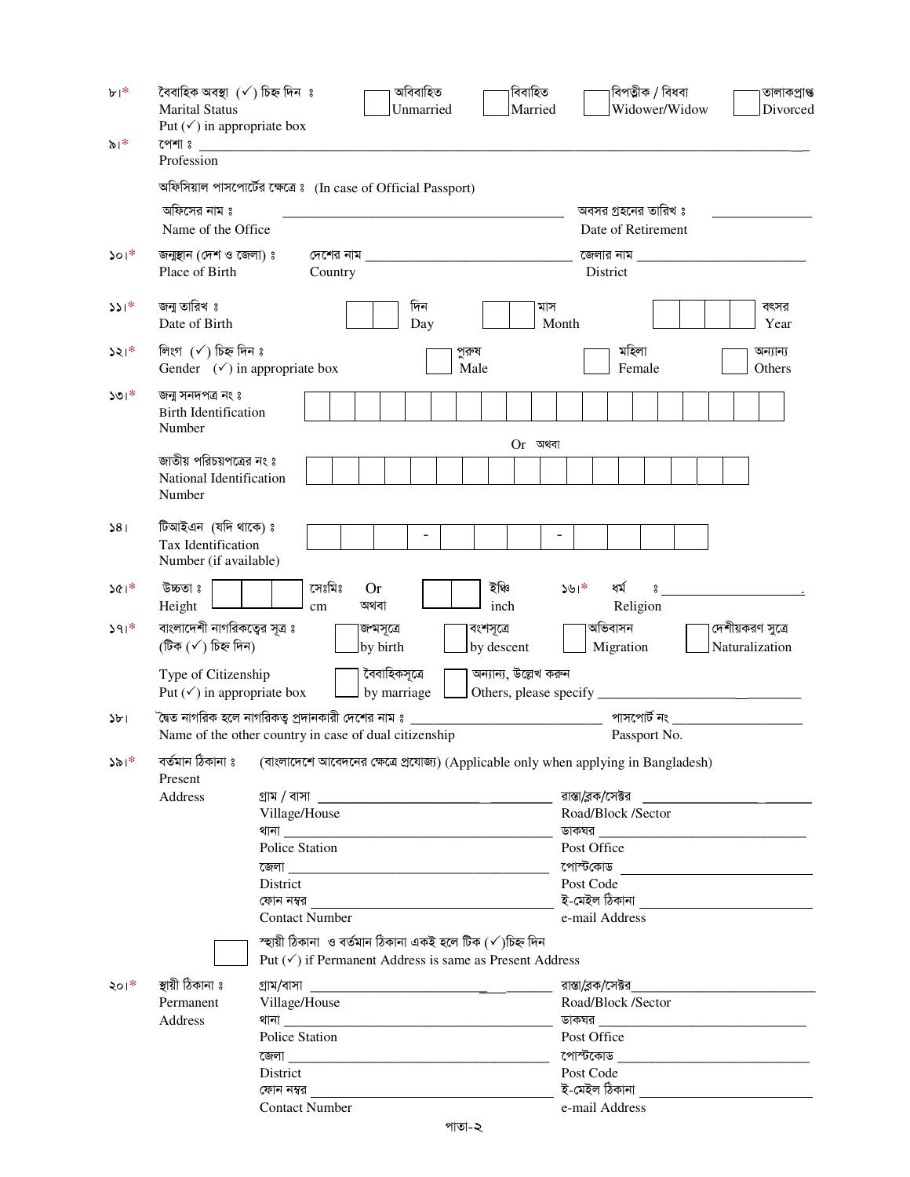৮।* বৈবাহিক অবস্থা (✓) চিহ্ন দিন ঃ
Marital Status
Put (✓) in appropriate box

☐ অবিবাহিত Unmarried ☐ বিবাহিত Married ☐ বিপত্নীক / বিধবা Widower/Widow ☐ তালাকপ্রাপ্ত Divorced

৯।* পেশা ঃ ______________________________________________
Profession

অফিসিয়াল পাসপোর্টের ক্ষেত্রে ঃ (In case of Official Passport)

অফিসের নাম ঃ
Name of the Office ______________________________ অবসর গ্রহনের তারিখ ঃ
Date of Retirement ______________

১০।* জন্মস্থান (দেশ ও জেলা) ঃ
Place of Birth

দেশের নাম
Country ______________________ জেলার নাম
District ______________________

১১।* জন্ম তারিখ ঃ
Date of Birth

☐☐ দিন Day ☐☐ মাস Month ☐☐☐☐ বৎসর Year

১২।* লিংগ (✓) চিহ্ন দিন ঃ
Gender (✓) in appropriate box

☐ পুরুষ Male ☐ মহিলা Female ☐ অন্যান্য Others

১৩।* জন্ম সনদপত্র নং ঃ
Birth Identification Number

☐☐☐☐☐☐☐☐☐☐☐☐☐☐☐☐☐☐☐

Or অথবা

জাতীয় পরিচয়পত্রের নং ঃ
National Identification Number

☐☐☐☐☐☐☐☐☐☐☐☐☐☐☐☐☐☐

১৪। টিআইএন (যদি থাকে) ঃ
Tax Identification Number (if available)

☐☐☐ - ☐☐☐ - ☐☐☐☐

১৫।* উচ্চতা ঃ
Height

☐☐☐ সেঃমিঃ cm Or অথবা ☐☐ ইঞ্চি inch

১৬।* ধর্ম ঃ
Religion ______________________.

১৭।* বাংলাদেশী নাগরিকত্বের সূত্র ঃ
(টিক (✓) চিহ্ন দিন)

Type of Citizenship
Put (✓) in appropriate box

☐ জন্মসূত্রে by birth ☐ বংশসূত্রে by descent ☐ অভিবাসন Migration ☐ দেশীয়করণ সুত্রে Naturalization

☐ বৈবাহিকসূত্রে by marriage ☐ অন্যান্য, উল্লেখ করুন Others, please specify ______________________

১৮। দ্বৈত নাগরিক হলে নাগরিকত্ব প্রদানকারী দেশের নাম ঃ ______________________ পাসপোর্ট নং ______________________
Name of the other country in case of dual citizenship Passport No.

১৯।* বর্তমান ঠিকানা ঃ (বাংলাদেশে আবেদনের ক্ষেত্রে প্রযোজ্য) (Applicable only when applying in Bangladesh)
Present Address

গ্রাম / বাসা
Village/House ______________________ রাস্তা/ব্লক/সেক্টর
Road/Block /Sector ______________________

থানা
Police Station ______________________ ডাকঘর
Post Office ______________________

জেলা
District ______________________ পোস্টকোড
Post Code ______________________

ফোন নম্বর
Contact Number ______________________ ই-মেইল ঠিকানা
e-mail Address ______________________

☐ স্থায়ী ঠিকানা ও বর্তমান ঠিকানা একই হলে টিক (✓)চিহ্ন দিন
Put (✓) if Permanent Address is same as Present Address

২০।* স্থায়ী ঠিকানা ঃ
Permanent Address

গ্রাম/বাসা
Village/House ______________________ রাস্তা/ব্লক/সেক্টর
Road/Block /Sector ______________________

থানা
Police Station ______________________ ডাকঘর
Post Office ______________________

জেলা
District ______________________ পোস্টকোড
Post Code ______________________

ফোন নম্বর
Contact Number ______________________ ই-মেইল ঠিকানা
e-mail Address ______________________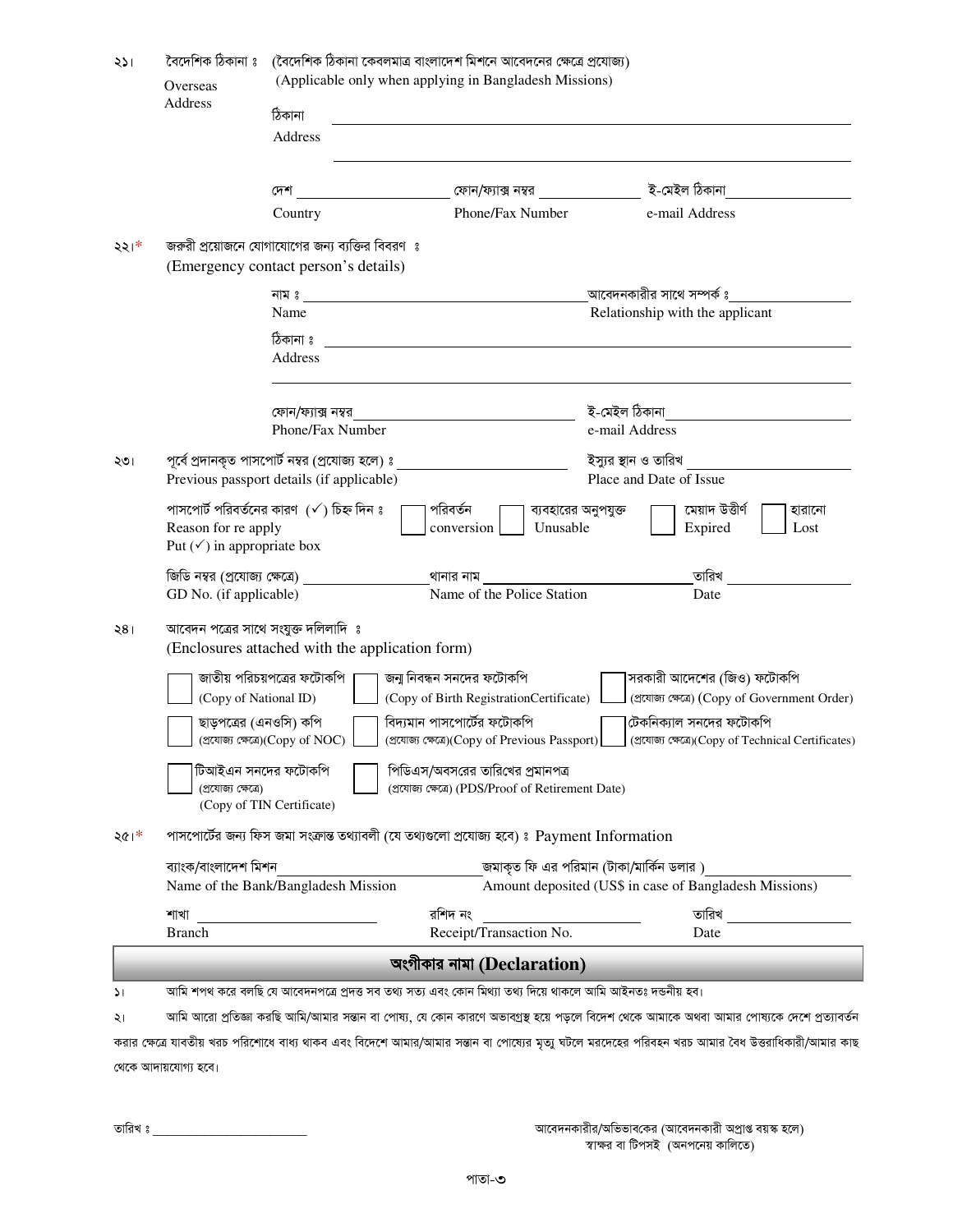২১। বৈদেশিক ঠিকানা ঃ (বৈদেশিক ঠিকানা কেবলমাত্র বাংলাদেশ মিশনে আবেদনের ক্ষেত্রে প্রযোজ্য)
Overseas Address (Applicable only when applying in Bangladesh Missions)

ঠিকানা
Address ________________________________________________

________________________________________________

দেশ ____________ ফোন/ফ্যাক্স নম্বর ____________ ই-মেইল ঠিকানা ____________
Country Phone/Fax Number e-mail Address

২২।* জরুরী প্রয়োজনে যোগাযোগের জন্য ব্যক্তির বিবরণ ঃ
(Emergency contact person's details)

নাম ঃ ________________________ আবেদনকারীর সাথে সম্পর্ক ঃ ____________
Name Relationship with the applicant

ঠিকানা ঃ ________________________________________________
Address

________________________________________________

ফোন/ফ্যাক্স নম্বর ________________________ ই-মেইল ঠিকানা ____________
Phone/Fax Number e-mail Address

২৩। পূর্বে প্রদানকৃত পাসপোর্ট নম্বর (প্রযোজ্য হলে) ঃ ____________ ইস্যুর স্থান ও তারিখ ____________
Previous passport details (if applicable) Place and Date of Issue

পাসপোর্ট পরিবর্তনের কারণ (✓) চিহ্ন দিন ঃ
Reason for re apply
Put (✓) in appropriate box

☐ পরিবর্তন conversion ☐ ব্যবহারের অনুপযুক্ত Unusable ☐ মেয়াদ উত্তীর্ণ Expired ☐ হারানো Lost

জিডি নম্বর (প্রযোজ্য ক্ষেত্রে) ____________ থানার নাম ____________ তারিখ ____________
GD No. (if applicable) Name of the Police Station Date

২৪। আবেদন পত্রের সাথে সংযুক্ত দলিলাদি ঃ
(Enclosures attached with the application form)

☐ জাতীয় পরিচয়পত্রের ফটোকপি (Copy of National ID)
☐ জন্ম নিবন্ধন সনদের ফটোকপি (Copy of Birth RegistrationCertificate)
☐ সরকারী আদেশের (জিও) ফটোকপি (প্রযোজ্য ক্ষেত্রে) (Copy of Government Order)
☐ ছাড়পত্রের (এনওসি) কপি (প্রযোজ্য ক্ষেত্রে)(Copy of NOC)
☐ বিদ্যমান পাসপোর্টের ফটোকপি (প্রযোজ্য ক্ষেত্রে)(Copy of Previous Passport)
☐ টেকনিক্যাল সনদের ফটোকপি (প্রযোজ্য ক্ষেত্রে)(Copy of Technical Certificates)
☐ টিআইএন সনদের ফটোকপি (প্রযোজ্য ক্ষেত্রে) (Copy of TIN Certificate)
☐ পিডিএস/অবসরের তারিখের প্রমানপত্র (প্রযোজ্য ক্ষেত্রে) (PDS/Proof of Retirement Date)

২৫।* পাসপোর্টের জন্য ফিস জমা সংক্রান্ত তথ্যাবলী (যে তথ্যগুলো প্রযোজ্য হবে) ঃ Payment Information

ব্যাংক/বাংলাদেশ মিশন ____________ জমাকৃত ফি এর পরিমান (টাকা/মার্কিন ডলার ) ____________
Name of the Bank/Bangladesh Mission Amount deposited (US$ in case of Bangladesh Missions)

শাখা ____________ রশিদ নং ____________ তারিখ ____________
Branch Receipt/Transaction No. Date

## অংগীকার নামা (Declaration)

১। আমি শপথ করে বলছি যে আবেদনপত্রে প্রদত্ত সব তথ্য সত্য এবং কোন মিথ্যা তথ্য দিয়ে থাকলে আমি আইনতঃ দন্ডনীয় হব।

২। আমি আরো প্রতিজ্ঞা করছি আমি/আমার সন্তান বা পোষ্য, যে কোন কারণে অভাবগ্রস্থ হয়ে পড়লে বিদেশ থেকে আমাকে অথবা আমার পোষ্যকে দেশে প্রত্যাবর্তন করার ক্ষেত্রে যাবতীয় খরচ পরিশোধে বাধ্য থাকব এবং বিদেশে আমার/আমার সন্তান বা পোষ্যের মৃত্যু ঘটলে মরদেহের পরিবহন খরচ আমার বৈধ উত্তরাধিকারী/আমার কাছ থেকে আদায়যোগ্য হবে।

তারিখ ঃ ____________

আবেদনকারীর/অভিভাবকের (আবেদনকারী অপ্রাপ্ত বয়স্ক হলে)
স্বাক্ষর বা টিপসই (অনপনেয় কালিতে)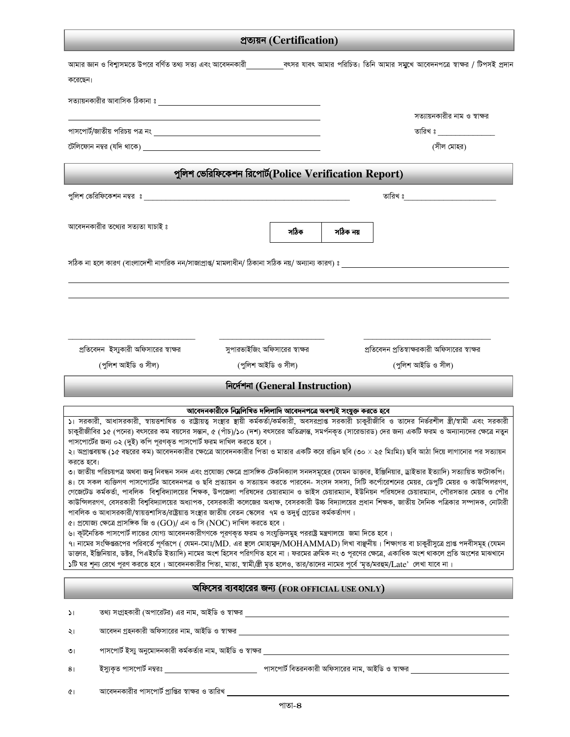## প্রত্যয়ন (Certification)

আমার জ্ঞান ও বিশ্বাসমতে উপরে বর্ণিত তথ্য সত্য এবং আবেদনকারী __________ বৎসর যাবৎ আমার পরিচিত। তিনি আমার সম্মুখে আবেদনপত্রে স্বাক্ষর / টিপসই প্রদান করেছেন।

সত্যায়নকারীর আবাসিক ঠিকানা ঃ ____________________________________________

____________________________________________ সত্যায়নকারীর নাম ও স্বাক্ষর

পাসপোর্ট/জাতীয় পরিচয় পত্র নং ____________________________________________ তারিখ ঃ ________________

টেলিফোন নম্বর (যদি থাকে) ____________________________________________ (সীল মোহর)

## পুলিশ ভেরিফিকেশন রিপোর্ট(Police Verification Report)

পুলিশ ভেরিফিকেশন নম্বর ঃ ____________________________________________ তারিখ ঃ ________________________

আবেদনকারীর তথ্যের সত্যতা যাচাই ঃ

| সঠিক | সঠিক নয় |
|---|---|

সঠিক না হলে কারণ (বাংলাদেশী নাগরিক নন/সাজাপ্রাপ্ত/ মামলাধীন/ ঠিকানা সঠিক নয়/ অন্যান্য কারণ) ঃ ____________________________________________

____________________________________________________________________________________________

____________________________________________________________________________________________

| প্রতিবেদন ইস্যুকারী অফিসারের স্বাক্ষর (পুলিশ আইডি ও সীল) | সুপারভাইজিং অফিসারের স্বাক্ষর (পুলিশ আইডি ও সীল) | প্রতিবেদন প্রতিস্বাক্ষরকারী অফিসারের স্বাক্ষর (পুলিশ আইডি ও সীল) |
|---|---|---|

## নির্দেশনা (General Instruction)

**আবেদনকারীকে নিম্নলিখিত দলিলাদি আবেদনপত্রে অবশ্যই সংযুক্ত করতে হবে**

১। সরকারী, আধাসরকারী, স্বায়ত্তশাসিত ও রাষ্ট্রায়ত্ত সংস্থার স্থায়ী কর্মকর্তা/কর্মচারী, অবসরপ্রাপ্ত সরকারী চাকুরীজীবি ও তাদের নির্ভরশীল স্ত্রী/স্বামী এবং সরকারী চাকুরীজীবির ১৫ (পনের) বৎসরের কম বয়সের সন্তান, ৫ (পাঁচ)/১০ (দশ) বৎসরের অতিক্রান্ত, সমর্পনকৃত (সারেন্ডারড) দের জন্য একটি ফরম ও অন্যান্যদের ক্ষেত্রে নতুন পাসপোর্টের জন্য ০২ (দুই) কপি পূরণকৃত পাসপোর্ট ফরম দাখিল করতে হবে।

২। অপ্রাপ্তবয়স্ক (১৫ বছরের কম) আবেদনকারীর ক্ষেত্রে আবেদনকারীর পিতা ও মাতার একটি করে রঙিন ছবি (৩০ × ২৫ মিঃমিঃ) ছবি আঠা দিয়ে লাগানোর পর সত্যায়ন করতে হবে।

৩। জাতীয় পরিচয়পত্র অথবা জন্ম নিবন্ধন সনদ এবং প্রযোজ্য ক্ষেত্রে প্রাসঙ্গিক টেকনিক্যাল সনদসমূহের (যেমন ডাক্তার, ইঞ্জিনিয়ার, ড্রাইভার ইত্যাদি) সত্যায়িত ফটোকপি।

৪। যে সকল ব্যক্তিগণ পাসপোর্টের আবেদনপত্র ও ছবি প্রত্যায়ন ও সত্যায়ন করতে পারবেন- সংসদ সদস্য, সিটি কর্পোরেশনের মেয়র, ডেপুটি মেয়র ও কাউন্সিলরগণ, গেজেটেড কর্মকর্তা, পাবলিক বিশ্ববিদ্যালয়ের শিক্ষক, উপজেলা পরিষদের চেয়ারম্যান ও ভাইস চেয়ারম্যান, ইউনিয়ন পরিষদের চেয়ারম্যান, পৌরসভার মেয়র ও পৌর কাউন্সিলরগণ, বেসরকারী বিশ্ববিদ্যালয়ের অধ্যাপক, বেসরকারী কলেজের অধ্যক্ষ, বেসরকারী উচ্চ বিদ্যালয়ের প্রধান শিক্ষক, জাতীয় দৈনিক পত্রিকার সম্পাদক, নোটারী পাবলিক ও আধাসরকারী/স্বায়ত্তশাসিত/রাষ্ট্রায়ত্ত সংস্থার জাতীয় বেতন স্কেলের ৭ম ও তদুর্ধ্ব গ্রেডের কর্মকর্তাগণ।

৫। প্রযোজ্য ক্ষেত্রে প্রাসঙ্গিক জি ও (GO)/ এন ও সি (NOC) দাখিল করতে হবে।

৬। কূটনৈতিক পাসপোর্ট লাভের যোগ্য আবেদনকারীগণকে পূরণকৃত ফরম ও সংযুক্তিসমূহ পররাষ্ট্র মন্ত্রণালয়ে জমা দিতে হবে।

৭। নামের সংক্ষিপ্তরূপের পরিবর্তে পূর্ণরূপে ( যেমন-মোঃ/MD. এর স্থলে মোহাম্মদ/MOHAMMAD) লিখা বাঞ্ছনীয়। শিক্ষাগত বা চাকুরীসূত্রে প্রাপ্ত পদবীসমূহ (যেমন ডাক্তার, ইঞ্জিনিয়ার, ডক্টর, পিএইচডি ইত্যাদি) নামের অংশ হিসেব পরিগণিত হবে না। ফরমের ক্রমিক নং ৩ পূরণের ক্ষেত্রে, একাধিক অংশ থাকলে প্রতি অংশের মাঝখানে ১টি ঘর শূন্য রেখে পূরণ করতে হবে। আবেদনকারীর পিতা, মাতা, স্বামী/স্ত্রী মৃত হলেও, তার/তাদের নামের পূর্বে 'মৃত/মরহুম/Late' লেখা যাবে না।

## অফিসের ব্যবহারের জন্য (FOR OFFICIAL USE ONLY)

১। তথ্য সংগ্রহকারী (অপারেটর) এর নাম, আইডি ও স্বাক্ষর ____________________________________________

২। আবেদন গ্রহনকারী অফিসারের নাম, আইডি ও স্বাক্ষর ____________________________________________

৩। পাসপোর্ট ইস্যু অনুমোদনকারী কর্মকর্তার নাম, আইডি ও স্বাক্ষর ____________________________________________

৪। ইস্যুকৃত পাসপোর্ট নম্বরঃ ________________________ পাসপোর্ট বিতরনকারী অফিসারের নাম, আইডি ও স্বাক্ষর ________________________

৫। আবেদনকারীর পাসপোর্ট প্রাপ্তির স্বাক্ষর ও তারিখ ____________________________________________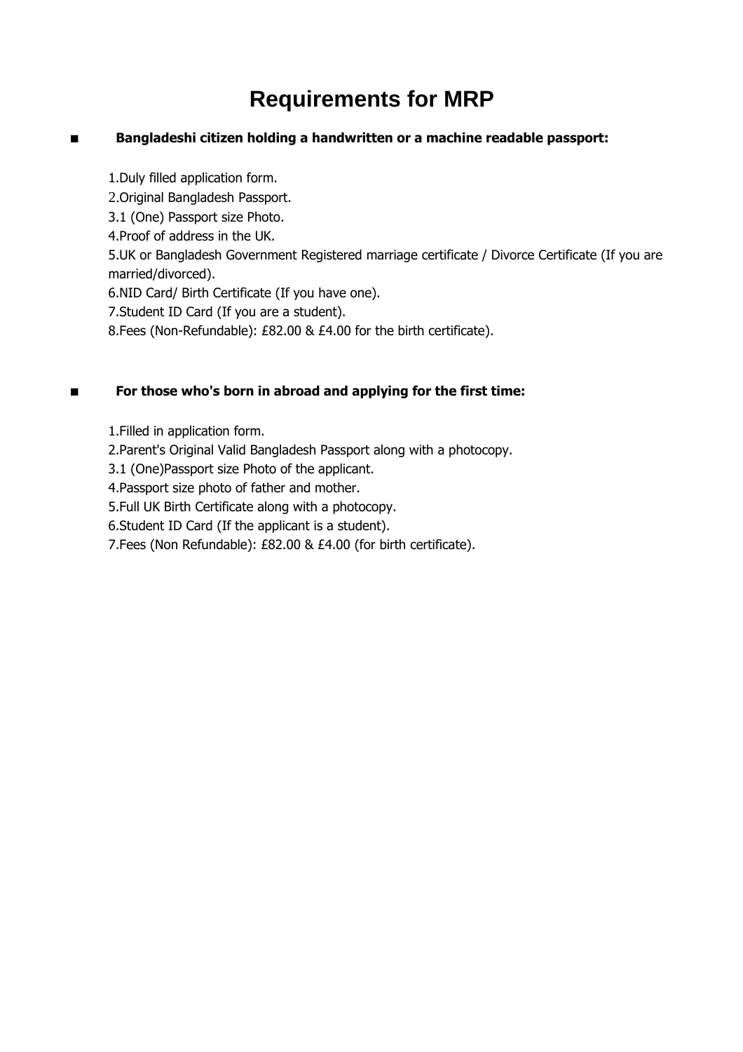# Requirements for MRP

- **Bangladeshi citizen holding a handwritten or a machine readable passport:**

1.Duly filled application form.
2.Original Bangladesh Passport.
3.1 (One) Passport size Photo.
4.Proof of address in the UK.
5.UK or Bangladesh Government Registered marriage certificate / Divorce Certificate (If you are married/divorced).
6.NID Card/ Birth Certificate (If you have one).
7.Student ID Card (If you are a student).
8.Fees (Non-Refundable): £82.00 & £4.00 for the birth certificate).

- **For those who's born in abroad and applying for the first time:**

1.Filled in application form.
2.Parent's Original Valid Bangladesh Passport along with a photocopy.
3.1 (One)Passport size Photo of the applicant.
4.Passport size photo of father and mother.
5.Full UK Birth Certificate along with a photocopy.
6.Student ID Card (If the applicant is a student).
7.Fees (Non Refundable): £82.00 & £4.00 (for birth certificate).